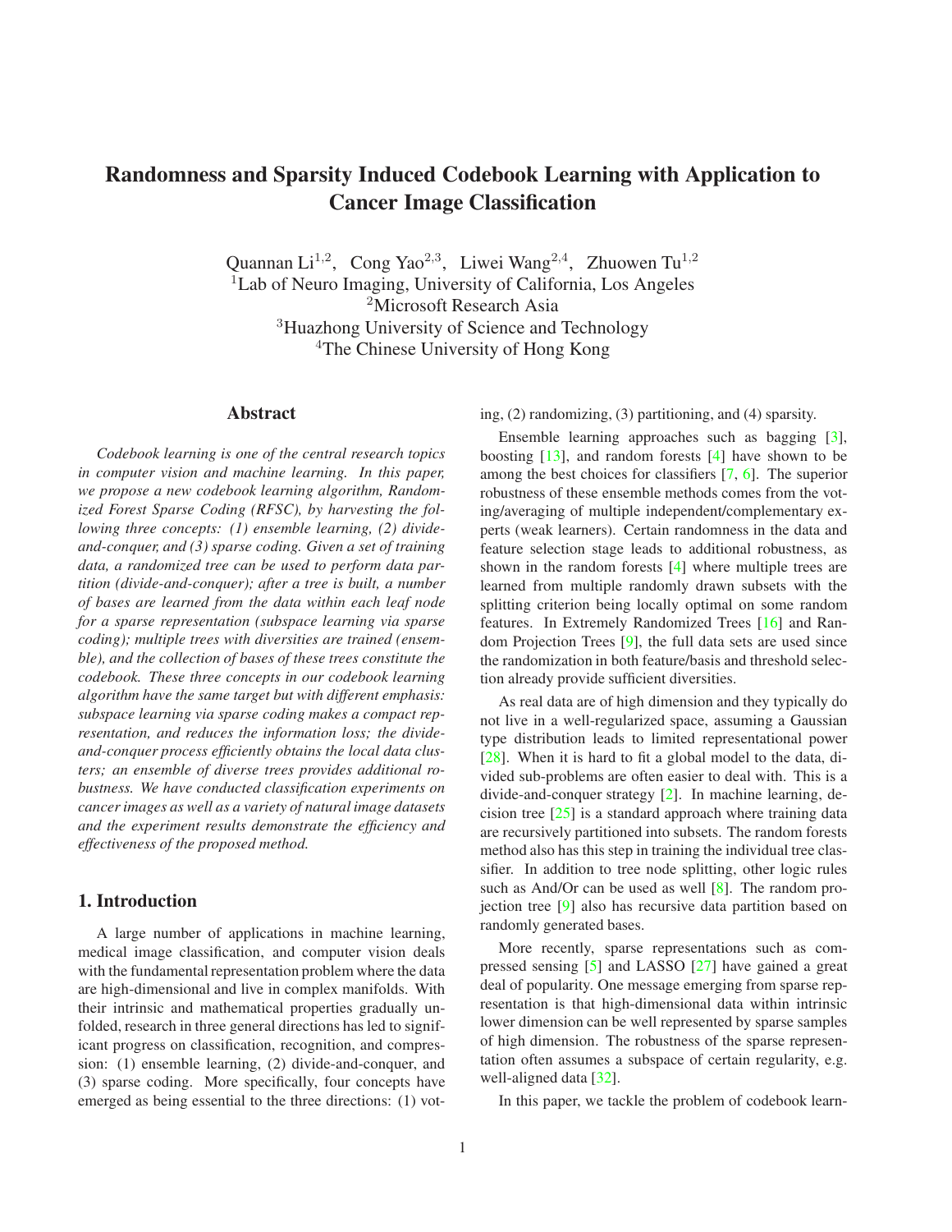# Randomness and Sparsity Induced Codebook Learning with Application to Cancer Image Classification

Quannan Li[1,2], Cong Yao[2,3], Liwei Wang[2,4], Zhuowen Tu[1,2]

[1]Lab of Neuro Imaging, University of California, Los Angeles
[2]Microsoft Research Asia
[3]Huazhong University of Science and Technology
[4]The Chinese University of Hong Kong

## Abstract

*Codebook learning is one of the central research topics in computer vision and machine learning. In this paper, we propose a new codebook learning algorithm, Randomized Forest Sparse Coding (RFSC), by harvesting the following three concepts: (1) ensemble learning, (2) divide-and-conquer, and (3) sparse coding. Given a set of training data, a randomized tree can be used to perform data partition (divide-and-conquer); after a tree is built, a number of bases are learned from the data within each leaf node for a sparse representation (subspace learning via sparse coding); multiple trees with diversities are trained (ensemble), and the collection of bases of these trees constitute the codebook. These three concepts in our codebook learning algorithm have the same target but with different emphasis: subspace learning via sparse coding makes a compact representation, and reduces the information loss; the divide-and-conquer process efficiently obtains the local data clusters; an ensemble of diverse trees provides additional robustness. We have conducted classification experiments on cancer images as well as a variety of natural image datasets and the experiment results demonstrate the efficiency and effectiveness of the proposed method.*

## 1. Introduction

A large number of applications in machine learning, medical image classification, and computer vision deals with the fundamental representation problem where the data are high-dimensional and live in complex manifolds. With their intrinsic and mathematical properties gradually unfolded, research in three general directions has led to significant progress on classification, recognition, and compression: (1) ensemble learning, (2) divide-and-conquer, and (3) sparse coding. More specifically, four concepts have emerged as being essential to the three directions: (1) voting, (2) randomizing, (3) partitioning, and (4) sparsity.

Ensemble learning approaches such as bagging [3], boosting [13], and random forests [4] have shown to be among the best choices for classifiers [7, 6]. The superior robustness of these ensemble methods comes from the voting/averaging of multiple independent/complementary experts (weak learners). Certain randomness in the data and feature selection stage leads to additional robustness, as shown in the random forests [4] where multiple trees are learned from multiple randomly drawn subsets with the splitting criterion being locally optimal on some random features. In Extremely Randomized Trees [16] and Random Projection Trees [9], the full data sets are used since the randomization in both feature/basis and threshold selection already provide sufficient diversities.

As real data are of high dimension and they typically do not live in a well-regularized space, assuming a Gaussian type distribution leads to limited representational power [28]. When it is hard to fit a global model to the data, divided sub-problems are often easier to deal with. This is a divide-and-conquer strategy [2]. In machine learning, decision tree [25] is a standard approach where training data are recursively partitioned into subsets. The random forests method also has this step in training the individual tree classifier. In addition to tree node splitting, other logic rules such as And/Or can be used as well [8]. The random projection tree [9] also has recursive data partition based on randomly generated bases.

More recently, sparse representations such as compressed sensing [5] and LASSO [27] have gained a great deal of popularity. One message emerging from sparse representation is that high-dimensional data within intrinsic lower dimension can be well represented by sparse samples of high dimension. The robustness of the sparse representation often assumes a subspace of certain regularity, e.g. well-aligned data [32].

In this paper, we tackle the problem of codebook learn-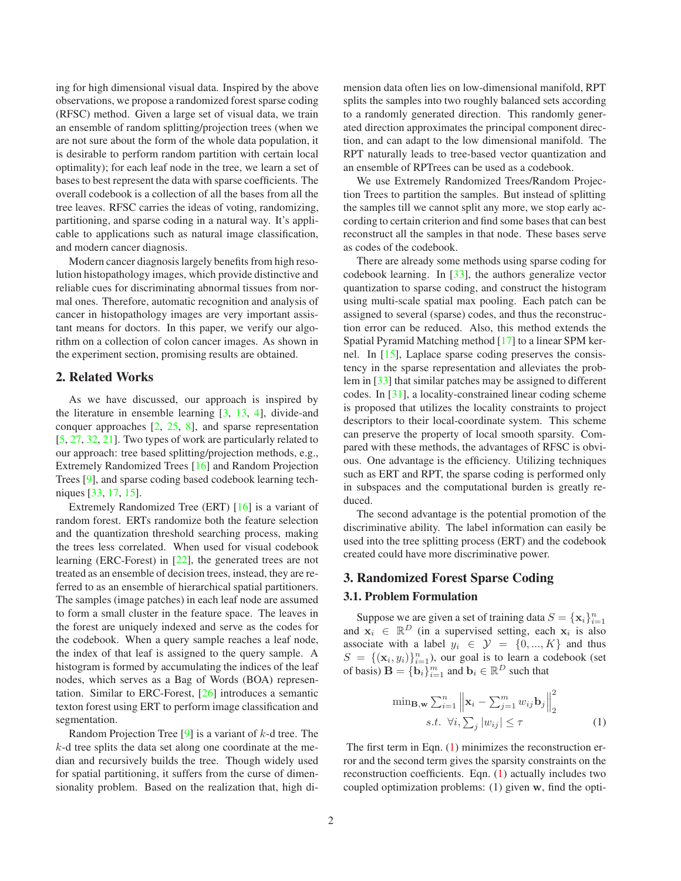ing for high dimensional visual data. Inspired by the above observations, we propose a randomized forest sparse coding (RFSC) method. Given a large set of visual data, we train an ensemble of random splitting/projection trees (when we are not sure about the form of the whole data population, it is desirable to perform random partition with certain local optimality); for each leaf node in the tree, we learn a set of bases to best represent the data with sparse coefficients. The overall codebook is a collection of all the bases from all the tree leaves. RFSC carries the ideas of voting, randomizing, partitioning, and sparse coding in a natural way. It's applicable to applications such as natural image classification, and modern cancer diagnosis.

Modern cancer diagnosis largely benefits from high resolution histopathology images, which provide distinctive and reliable cues for discriminating abnormal tissues from normal ones. Therefore, automatic recognition and analysis of cancer in histopathology images are very important assistant means for doctors. In this paper, we verify our algorithm on a collection of colon cancer images. As shown in the experiment section, promising results are obtained.

## 2. Related Works

As we have discussed, our approach is inspired by the literature in ensemble learning [3, 13, 4], divide-and conquer approaches [2, 25, 8], and sparse representation [5, 27, 32, 21]. Two types of work are particularly related to our approach: tree based splitting/projection methods, e.g., Extremely Randomized Trees [16] and Random Projection Trees [9], and sparse coding based codebook learning techniques [33, 17, 15].

Extremely Randomized Tree (ERT) [16] is a variant of random forest. ERTs randomize both the feature selection and the quantization threshold searching process, making the trees less correlated. When used for visual codebook learning (ERC-Forest) in [22], the generated trees are not treated as an ensemble of decision trees, instead, they are referred to as an ensemble of hierarchical spatial partitioners. The samples (image patches) in each leaf node are assumed to form a small cluster in the feature space. The leaves in the forest are uniquely indexed and serve as the codes for the codebook. When a query sample reaches a leaf node, the index of that leaf is assigned to the query sample. A histogram is formed by accumulating the indices of the leaf nodes, which serves as a Bag of Words (BOA) representation. Similar to ERC-Forest, [26] introduces a semantic texton forest using ERT to perform image classification and segmentation.

Random Projection Tree [9] is a variant of $k$-d tree. The $k$-d tree splits the data set along one coordinate at the median and recursively builds the tree. Though widely used for spatial partitioning, it suffers from the curse of dimensionality problem. Based on the realization that, high dimension data often lies on low-dimensional manifold, RPT splits the samples into two roughly balanced sets according to a randomly generated direction. This randomly generated direction approximates the principal component direction, and can adapt to the low dimensional manifold. The RPT naturally leads to tree-based vector quantization and an ensemble of RPTrees can be used as a codebook.

We use Extremely Randomized Trees/Random Projection Trees to partition the samples. But instead of splitting the samples till we cannot split any more, we stop early according to certain criterion and find some bases that can best reconstruct all the samples in that node. These bases serve as codes of the codebook.

There are already some methods using sparse coding for codebook learning. In [33], the authors generalize vector quantization to sparse coding, and construct the histogram using multi-scale spatial max pooling. Each patch can be assigned to several (sparse) codes, and thus the reconstruction error can be reduced. Also, this method extends the Spatial Pyramid Matching method [17] to a linear SPM kernel. In [15], Laplace sparse coding preserves the consistency in the sparse representation and alleviates the problem in [33] that similar patches may be assigned to different codes. In [31], a locality-constrained linear coding scheme is proposed that utilizes the locality constraints to project descriptors to their local-coordinate system. This scheme can preserve the property of local smooth sparsity. Compared with these methods, the advantages of RFSC is obvious. One advantage is the efficiency. Utilizing techniques such as ERT and RPT, the sparse coding is performed only in subspaces and the computational burden is greatly reduced.

The second advantage is the potential promotion of the discriminative ability. The label information can easily be used into the tree splitting process (ERT) and the codebook created could have more discriminative power.

## 3. Randomized Forest Sparse Coding

### 3.1. Problem Formulation

Suppose we are given a set of training data $S = \{\mathbf{x}_i\}_{i=1}^n$ and $\mathbf{x}_i \in \mathbb{R}^D$ (in a supervised setting, each $\mathbf{x}_i$ is also associate with a label $y_i \in \mathcal{Y} = \{0, ..., K\}$ and thus $S = \{(\mathbf{x}_i, y_i)\}_{i=1}^n$), our goal is to learn a codebook (set of basis) $\mathbf{B} = \{\mathbf{b}_i\}_{i=1}^m$ and $\mathbf{b}_i \in \mathbb{R}^D$ such that

$$
\begin{aligned}
\min_{\mathbf{B},\mathbf{w}} \sum_{i=1}^n \left\| \mathbf{x}_i - \sum_{j=1}^m w_{ij} \mathbf{b}_j \right\|_2^2 \\
s.t. \;\; \forall i, \sum_j |w_{ij}| \leq \tau
\end{aligned}
\tag{1}
$$

The first term in Eqn. (1) minimizes the reconstruction error and the second term gives the sparsity constraints on the reconstruction coefficients. Eqn. (1) actually includes two coupled optimization problems: (1) given $\mathbf{w}$, find the opti-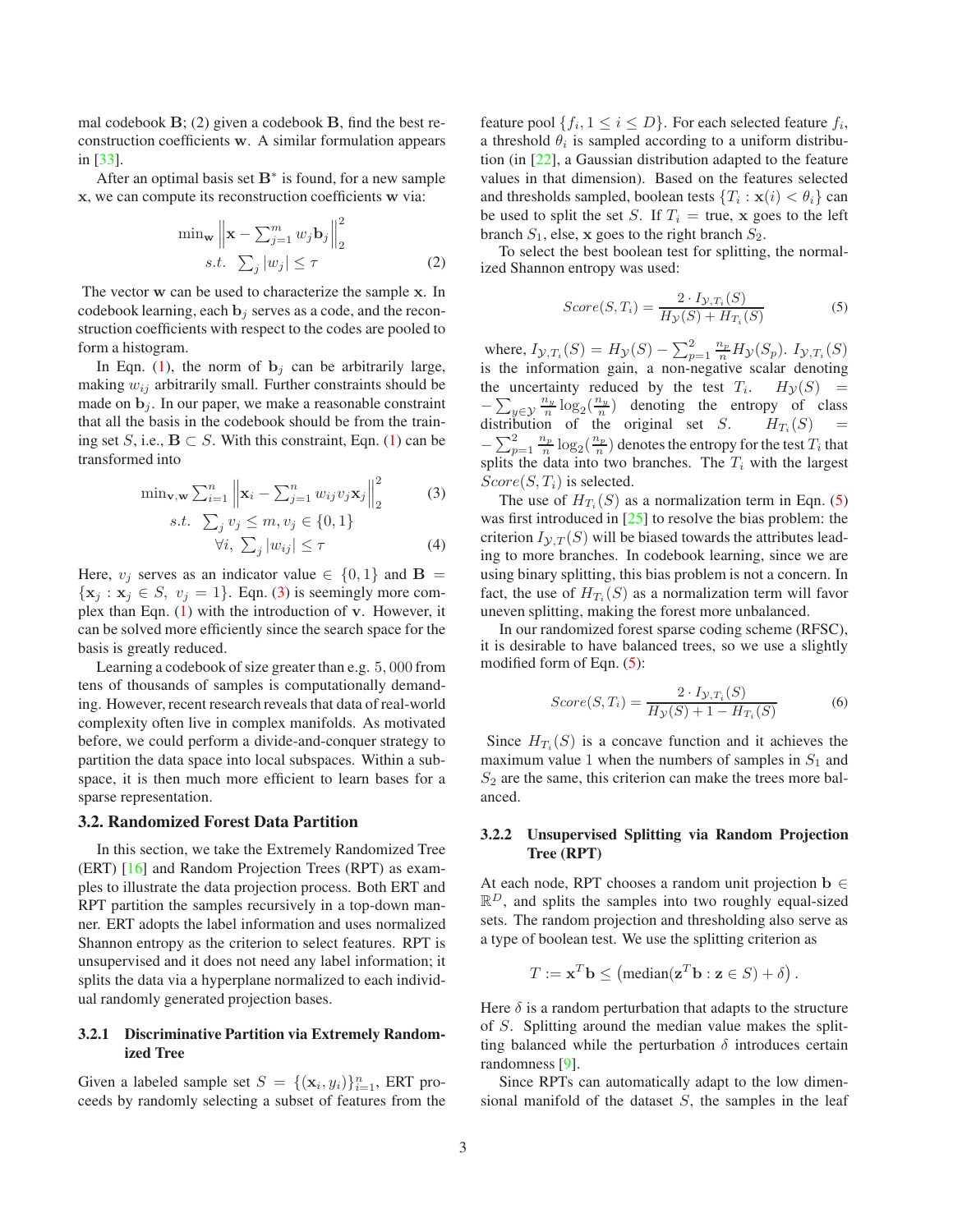mal codebook $\mathbf{B}$; (2) given a codebook $\mathbf{B}$, find the best reconstruction coefficients $\mathbf{w}$. A similar formulation appears in [33].

After an optimal basis set $\mathbf{B}^*$ is found, for a new sample $\mathbf{x}$, we can compute its reconstruction coefficients $\mathbf{w}$ via:

$$\begin{aligned} \min_{\mathbf{w}} & \left\| \mathbf{x} - \sum_{j=1}^m w_j \mathbf{b}_j \right\|_2^2 \\ s.t. & \sum_j |w_j| \le \tau \end{aligned} \tag{2}$$

The vector $\mathbf{w}$ can be used to characterize the sample $\mathbf{x}$. In codebook learning, each $\mathbf{b}_j$ serves as a code, and the reconstruction coefficients with respect to the codes are pooled to form a histogram.

In Eqn. (1), the norm of $\mathbf{b}_j$ can be arbitrarily large, making $w_{ij}$ arbitrarily small. Further constraints should be made on $\mathbf{b}_j$. In our paper, we make a reasonable constraint that all the basis in the codebook should be from the training set $S$, i.e., $\mathbf{B} \subset S$. With this constraint, Eqn. (1) can be transformed into

$$\min_{\mathbf{v},\mathbf{w}} \sum_{i=1}^n \left\| \mathbf{x}_i - \sum_{j=1}^n w_{ij} v_j \mathbf{x}_j \right\|_2^2 \tag{3}$$

$$\begin{aligned} s.t. & \sum_j v_j \le m, v_j \in \{0, 1\} \\ & \forall i, \sum_j |w_{ij}| \le \tau \end{aligned} \tag{4}$$

Here, $v_j$ serves as an indicator value $\in \{0, 1\}$ and $\mathbf{B} = \{\mathbf{x}_j : \mathbf{x}_j \in S, \ v_j = 1\}$. Eqn. (3) is seemingly more complex than Eqn. (1) with the introduction of $\mathbf{v}$. However, it can be solved more efficiently since the search space for the basis is greatly reduced.

Learning a codebook of size greater than e.g. $5,000$ from tens of thousands of samples is computationally demanding. However, recent research reveals that data of real-world complexity often live in complex manifolds. As motivated before, we could perform a divide-and-conquer strategy to partition the data space into local subspaces. Within a subspace, it is then much more efficient to learn bases for a sparse representation.

### 3.2. Randomized Forest Data Partition

In this section, we take the Extremely Randomized Tree (ERT) [16] and Random Projection Trees (RPT) as examples to illustrate the data projection process. Both ERT and RPT partition the samples recursively in a top-down manner. ERT adopts the label information and uses normalized Shannon entropy as the criterion to select features. RPT is unsupervised and it does not need any label information; it splits the data via a hyperplane normalized to each individual randomly generated projection bases.

#### 3.2.1 Discriminative Partition via Extremely Randomized Tree

Given a labeled sample set $S = \{(\mathbf{x}_i, y_i)\}_{i=1}^n$, ERT proceeds by randomly selecting a subset of features from the feature pool $\{f_i, 1 \le i \le D\}$. For each selected feature $f_i$, a threshold $\theta_i$ is sampled according to a uniform distribution (in [22], a Gaussian distribution adapted to the feature values in that dimension). Based on the features selected and thresholds sampled, boolean tests $\{T_i : \mathbf{x}(i) < \theta_i\}$ can be used to split the set $S$. If $T_i =$ true, $\mathbf{x}$ goes to the left branch $S_1$, else, $\mathbf{x}$ goes to the right branch $S_2$.

To select the best boolean test for splitting, the normalized Shannon entropy was used:

$$Score(S, T_i) = \frac{2 \cdot I_{\mathcal{Y},T_i}(S)}{H_{\mathcal{Y}}(S) + H_{T_i}(S)} \tag{5}$$

where, $I_{\mathcal{Y},T_i}(S) = H_{\mathcal{Y}}(S) - \sum_{p=1}^2 \frac{n_p}{n} H_{\mathcal{Y}}(S_p)$. $I_{\mathcal{Y},T_i}(S)$ is the information gain, a non-negative scalar denoting the uncertainty reduced by the test $T_i$. $H_{\mathcal{Y}}(S) = -\sum_{y \in \mathcal{Y}} \frac{n_y}{n} \log_2(\frac{n_y}{n})$ denoting the entropy of class distribution of the original set $S$. $H_{T_i}(S) = -\sum_{p=1}^2 \frac{n_p}{n} \log_2(\frac{n_p}{n})$ denotes the entropy for the test $T_i$ that splits the data into two branches. The $T_i$ with the largest $Score(S, T_i)$ is selected.

The use of $H_{T_i}(S)$ as a normalization term in Eqn. (5) was first introduced in [25] to resolve the bias problem: the criterion $I_{\mathcal{Y},T}(S)$ will be biased towards the attributes leading to more branches. In codebook learning, since we are using binary splitting, this bias problem is not a concern. In fact, the use of $H_{T_i}(S)$ as a normalization term will favor uneven splitting, making the forest more unbalanced.

In our randomized forest sparse coding scheme (RFSC), it is desirable to have balanced trees, so we use a slightly modified form of Eqn. (5):

$$Score(S, T_i) = \frac{2 \cdot I_{\mathcal{Y},T_i}(S)}{H_{\mathcal{Y}}(S) + 1 - H_{T_i}(S)} \tag{6}$$

Since $H_{T_i}(S)$ is a concave function and it achieves the maximum value 1 when the numbers of samples in $S_1$ and $S_2$ are the same, this criterion can make the trees more balanced.

#### 3.2.2 Unsupervised Splitting via Random Projection Tree (RPT)

At each node, RPT chooses a random unit projection $\mathbf{b} \in \mathbb{R}^D$, and splits the samples into two roughly equal-sized sets. The random projection and thresholding also serve as a type of boolean test. We use the splitting criterion as

$$T := \mathbf{x}^T \mathbf{b} \le \left( \text{median}(\mathbf{z}^T \mathbf{b} : \mathbf{z} \in S) + \delta \right).$$

Here $\delta$ is a random perturbation that adapts to the structure of $S$. Splitting around the median value makes the splitting balanced while the perturbation $\delta$ introduces certain randomness [9].

Since RPTs can automatically adapt to the low dimensional manifold of the dataset $S$, the samples in the leaf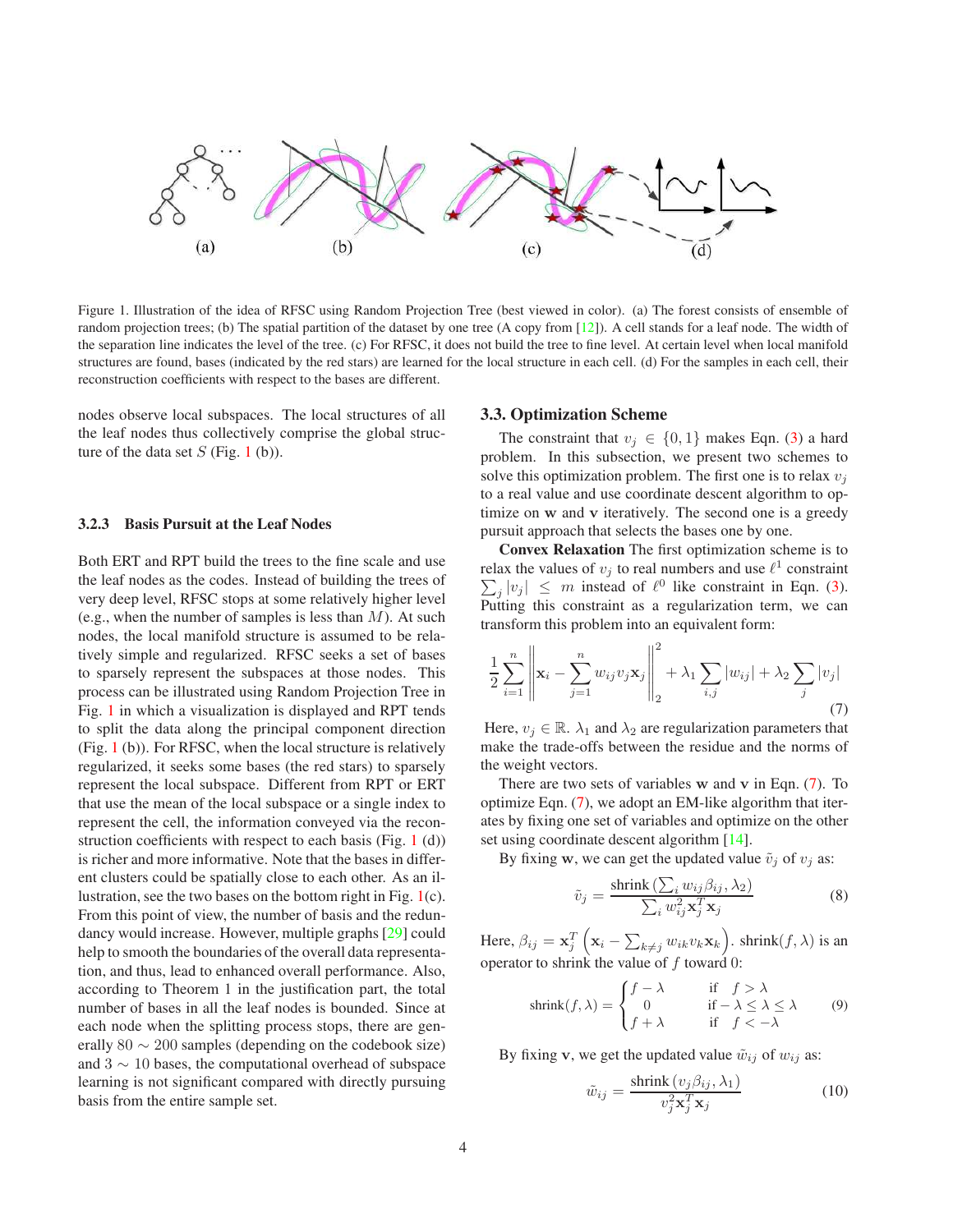(a) (b) (c) (d)

Figure 1. Illustration of the idea of RFSC using Random Projection Tree (best viewed in color). (a) The forest consists of ensemble of random projection trees; (b) The spatial partition of the dataset by one tree (A copy from [12]). A cell stands for a leaf node. The width of the separation line indicates the level of the tree. (c) For RFSC, it does not build the tree to fine level. At certain level when local manifold structures are found, bases (indicated by the red stars) are learned for the local structure in each cell. (d) For the samples in each cell, their reconstruction coefficients with respect to the bases are different.

nodes observe local subspaces. The local structures of all the leaf nodes thus collectively comprise the global structure of the data set $S$ (Fig. 1 (b)).

#### 3.2.3 Basis Pursuit at the Leaf Nodes

Both ERT and RPT build the trees to the fine scale and use the leaf nodes as the codes. Instead of building the trees of very deep level, RFSC stops at some relatively higher level (e.g., when the number of samples is less than $M$). At such nodes, the local manifold structure is assumed to be relatively simple and regularized. RFSC seeks a set of bases to sparsely represent the subspaces at those nodes. This process can be illustrated using Random Projection Tree in Fig. 1 in which a visualization is displayed and RPT tends to split the data along the principal component direction (Fig. 1 (b)). For RFSC, when the local structure is relatively regularized, it seeks some bases (the red stars) to sparsely represent the local subspace. Different from RPT or ERT that use the mean of the local subspace or a single index to represent the cell, the information conveyed via the reconstruction coefficients with respect to each basis (Fig. 1 (d)) is richer and more informative. Note that the bases in different clusters could be spatially close to each other. As an illustration, see the two bases on the bottom right in Fig. 1(c). From this point of view, the number of basis and the redundancy would increase. However, multiple graphs [29] could help to smooth the boundaries of the overall data representation, and thus, lead to enhanced overall performance. Also, according to Theorem 1 in the justification part, the total number of bases in all the leaf nodes is bounded. Since at each node when the splitting process stops, there are generally $80 \sim 200$ samples (depending on the codebook size) and $3 \sim 10$ bases, the computational overhead of subspace learning is not significant compared with directly pursuing basis from the entire sample set.

### 3.3. Optimization Scheme

The constraint that $v_j \in \{0, 1\}$ makes Eqn. (3) a hard problem. In this subsection, we present two schemes to solve this optimization problem. The first one is to relax $v_j$ to a real value and use coordinate descent algorithm to optimize on $\mathbf{w}$ and $\mathbf{v}$ iteratively. The second one is a greedy pursuit approach that selects the bases one by one.

**Convex Relaxation** The first optimization scheme is to relax the values of $v_j$ to real numbers and use $\ell^1$ constraint $\sum_j |v_j| \leq m$ instead of $\ell^0$ like constraint in Eqn. (3). Putting this constraint as a regularization term, we can transform this problem into an equivalent form:

$$\frac{1}{2} \sum_{i=1}^{n} \left\| \mathbf{x}_i - \sum_{j=1}^{n} w_{ij} v_j \mathbf{x}_j \right\|_2^2 + \lambda_1 \sum_{i,j} |w_{ij}| + \lambda_2 \sum_j |v_j| \tag{7}$$

Here, $v_j \in \mathbb{R}$. $\lambda_1$ and $\lambda_2$ are regularization parameters that make the trade-offs between the residue and the norms of the weight vectors.

There are two sets of variables $\mathbf{w}$ and $\mathbf{v}$ in Eqn. (7). To optimize Eqn. (7), we adopt an EM-like algorithm that iterates by fixing one set of variables and optimize on the other set using coordinate descent algorithm [14].

By fixing $\mathbf{w}$, we can get the updated value $\tilde{v}_j$ of $v_j$ as:

$$\tilde{v}_j = \frac{\text{shrink}\left(\sum_i w_{ij} \beta_{ij}, \lambda_2\right)}{\sum_i w_{ij}^2 \mathbf{x}_j^T \mathbf{x}_j} \tag{8}$$

Here, $\beta_{ij} = \mathbf{x}_j^T \left( \mathbf{x}_i - \sum_{k \neq j} w_{ik} v_k \mathbf{x}_k \right)$. shrink$(f, \lambda)$ is an operator to shrink the value of $f$ toward 0:

$$\text{shrink}(f, \lambda) = \begin{cases} f - \lambda & \text{if} \quad f > \lambda \\ 0 & \text{if} -\lambda \leq \lambda \leq \lambda \\ f + \lambda & \text{if} \quad f < -\lambda \end{cases} \tag{9}$$

By fixing $\mathbf{v}$, we get the updated value $\tilde{w}_{ij}$ of $w_{ij}$ as:

$$\tilde{w}_{ij} = \frac{\text{shrink}\left(v_j \beta_{ij}, \lambda_1\right)}{v_j^2 \mathbf{x}_j^T \mathbf{x}_j} \tag{10}$$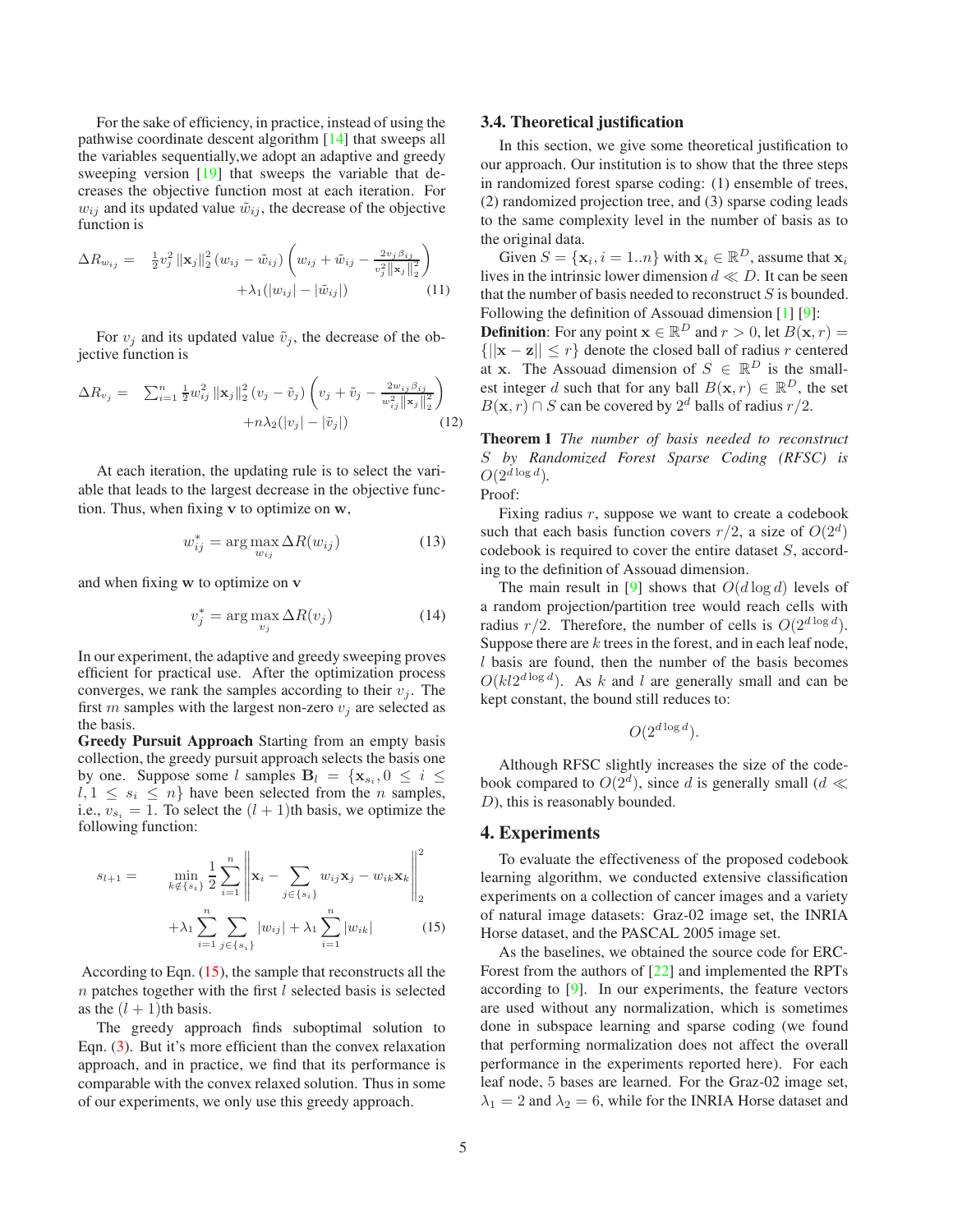For the sake of efficiency, in practice, instead of using the pathwise coordinate descent algorithm [14] that sweeps all the variables sequentially,we adopt an adaptive and greedy sweeping version [19] that sweeps the variable that decreases the objective function most at each iteration. For $w_{ij}$ and its updated value $\tilde{w}_{ij}$, the decrease of the objective function is

$$\Delta R_{w_{ij}} = \frac{1}{2}v_j^2 \|\mathbf{x}_j\|_2^2 (w_{ij} - \tilde{w}_{ij}) \left( w_{ij} + \tilde{w}_{ij} - \frac{2v_j \beta_{ij}}{v_j^2 \|\mathbf{x}_j\|_2^2} \right) + \lambda_1(|w_{ij}| - |\tilde{w}_{ij}|) \tag{11}$$

For $v_j$ and its updated value $\tilde{v}_j$, the decrease of the objective function is

$$\Delta R_{v_j} = \sum_{i=1}^n \frac{1}{2}w_{ij}^2 \|\mathbf{x}_j\|_2^2 (v_j - \tilde{v}_j) \left( v_j + \tilde{v}_j - \frac{2w_{ij}\beta_{ij}}{w_{ij}^2 \|\mathbf{x}_j\|_2^2} \right) + n\lambda_2(|v_j| - |\tilde{v}_j|) \tag{12}$$

At each iteration, the updating rule is to select the variable that leads to the largest decrease in the objective function. Thus, when fixing $\mathbf{v}$ to optimize on $\mathbf{w}$,

$$w_{ij}^* = \arg\max_{w_{ij}} \Delta R(w_{ij}) \tag{13}$$

and when fixing $\mathbf{w}$ to optimize on $\mathbf{v}$

$$v_j^* = \arg\max_{v_j} \Delta R(v_j) \tag{14}$$

In our experiment, the adaptive and greedy sweeping proves efficient for practical use. After the optimization process converges, we rank the samples according to their $v_j$. The first $m$ samples with the largest non-zero $v_j$ are selected as the basis.

**Greedy Pursuit Approach** Starting from an empty basis collection, the greedy pursuit approach selects the basis one by one. Suppose some $l$ samples $\mathbf{B}_l = \{\mathbf{x}_{s_i}, 0 \leq i \leq l, 1 \leq s_i \leq n\}$ have been selected from the $n$ samples, i.e., $v_{s_i} = 1$. To select the $(l+1)$th basis, we optimize the following function:

$$s_{l+1} = \min_{k \notin \{s_i\}} \frac{1}{2} \sum_{i=1}^n \left\| \mathbf{x}_i - \sum_{j \in \{s_i\}} w_{ij}\mathbf{x}_j - w_{ik}\mathbf{x}_k \right\|_2^2 + \lambda_1 \sum_{i=1}^n \sum_{j \in \{s_i\}} |w_{ij}| + \lambda_1 \sum_{i=1}^n |w_{ik}| \tag{15}$$

According to Eqn. (15), the sample that reconstructs all the $n$ patches together with the first $l$ selected basis is selected as the $(l+1)$th basis.

The greedy approach finds suboptimal solution to Eqn. (3). But it's more efficient than the convex relaxation approach, and in practice, we find that its performance is comparable with the convex relaxed solution. Thus in some of our experiments, we only use this greedy approach.

### 3.4. Theoretical justification

In this section, we give some theoretical justification to our approach. Our institution is to show that the three steps in randomized forest sparse coding: (1) ensemble of trees, (2) randomized projection tree, and (3) sparse coding leads to the same complexity level in the number of basis as to the original data.

Given $S = \{\mathbf{x}_i, i = 1..n\}$ with $\mathbf{x}_i \in \mathbb{R}^D$, assume that $\mathbf{x}_i$ lives in the intrinsic lower dimension $d \ll D$. It can be seen that the number of basis needed to reconstruct $S$ is bounded. Following the definition of Assouad dimension [1] [9]:

**Definition**: For any point $\mathbf{x} \in \mathbb{R}^D$ and $r > 0$, let $B(\mathbf{x}, r) = \{||\mathbf{x} - \mathbf{z}|| \leq r\}$ denote the closed ball of radius $r$ centered at $\mathbf{x}$. The Assouad dimension of $S \in \mathbb{R}^D$ is the smallest integer $d$ such that for any ball $B(\mathbf{x}, r) \in \mathbb{R}^D$, the set $B(\mathbf{x}, r) \cap S$ can be covered by $2^d$ balls of radius $r/2$.

**Theorem 1** *The number of basis needed to reconstruct $S$ by Randomized Forest Sparse Coding (RFSC) is $O(2^{d \log d})$.*

Proof:

Fixing radius $r$, suppose we want to create a codebook such that each basis function covers $r/2$, a size of $O(2^d)$ codebook is required to cover the entire dataset $S$, according to the definition of Assouad dimension.

The main result in [9] shows that $O(d \log d)$ levels of a random projection/partition tree would reach cells with radius $r/2$. Therefore, the number of cells is $O(2^{d \log d})$. Suppose there are $k$ trees in the forest, and in each leaf node, $l$ basis are found, then the number of the basis becomes $O(kl2^{d \log d})$. As $k$ and $l$ are generally small and can be kept constant, the bound still reduces to:

$$O(2^{d \log d}).$$

Although RFSC slightly increases the size of the codebook compared to $O(2^d)$, since $d$ is generally small ($d \ll D$), this is reasonably bounded.

## 4. Experiments

To evaluate the effectiveness of the proposed codebook learning algorithm, we conducted extensive classification experiments on a collection of cancer images and a variety of natural image datasets: Graz-02 image set, the INRIA Horse dataset, and the PASCAL 2005 image set.

As the baselines, we obtained the source code for ERC-Forest from the authors of [22] and implemented the RPTs according to [9]. In our experiments, the feature vectors are used without any normalization, which is sometimes done in subspace learning and sparse coding (we found that performing normalization does not affect the overall performance in the experiments reported here). For each leaf node, 5 bases are learned. For the Graz-02 image set, $\lambda_1 = 2$ and $\lambda_2 = 6$, while for the INRIA Horse dataset and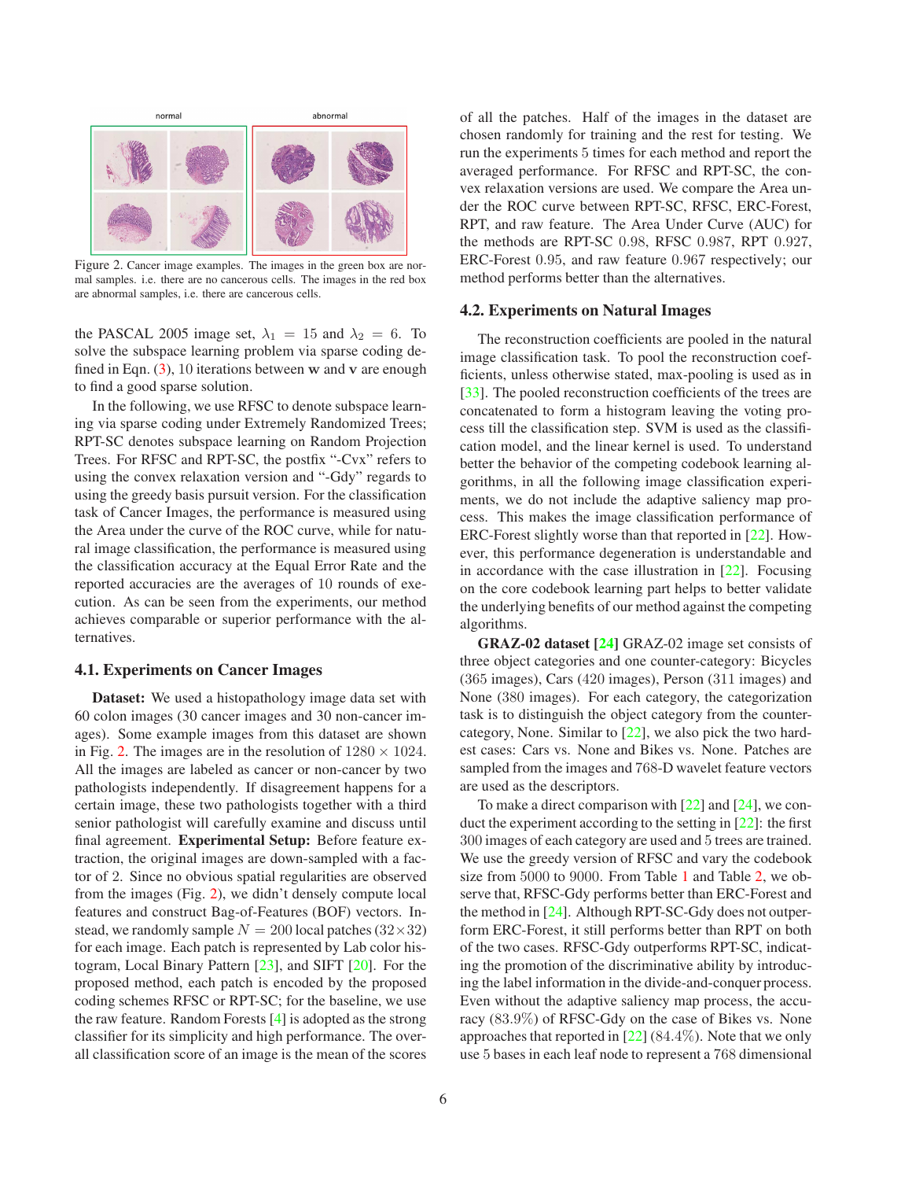Figure 2. Cancer image examples. The images in the green box are normal samples. i.e. there are no cancerous cells. The images in the red box are abnormal samples, i.e. there are cancerous cells.

the PASCAL 2005 image set, $\lambda_1 = 15$ and $\lambda_2 = 6$. To solve the subspace learning problem via sparse coding defined in Eqn. (3), 10 iterations between $\mathbf{w}$ and $\mathbf{v}$ are enough to find a good sparse solution.

In the following, we use RFSC to denote subspace learning via sparse coding under Extremely Randomized Trees; RPT-SC denotes subspace learning on Random Projection Trees. For RFSC and RPT-SC, the postfix "-Cvx" refers to using the convex relaxation version and "-Gdy" regards to using the greedy basis pursuit version. For the classification task of Cancer Images, the performance is measured using the Area under the curve of the ROC curve, while for natural image classification, the performance is measured using the classification accuracy at the Equal Error Rate and the reported accuracies are the averages of 10 rounds of execution. As can be seen from the experiments, our method achieves comparable or superior performance with the alternatives.

### 4.1. Experiments on Cancer Images

**Dataset:** We used a histopathology image data set with 60 colon images (30 cancer images and 30 non-cancer images). Some example images from this dataset are shown in Fig. 2. The images are in the resolution of $1280 \times 1024$. All the images are labeled as cancer or non-cancer by two pathologists independently. If disagreement happens for a certain image, these two pathologists together with a third senior pathologist will carefully examine and discuss until final agreement. **Experimental Setup:** Before feature extraction, the original images are down-sampled with a factor of 2. Since no obvious spatial regularities are observed from the images (Fig. 2), we didn't densely compute local features and construct Bag-of-Features (BOF) vectors. Instead, we randomly sample $N = 200$ local patches ($32 \times 32$) for each image. Each patch is represented by Lab color histogram, Local Binary Pattern [23], and SIFT [20]. For the proposed method, each patch is encoded by the proposed coding schemes RFSC or RPT-SC; for the baseline, we use the raw feature. Random Forests [4] is adopted as the strong classifier for its simplicity and high performance. The overall classification score of an image is the mean of the scores of all the patches. Half of the images in the dataset are chosen randomly for training and the rest for testing. We run the experiments 5 times for each method and report the averaged performance. For RFSC and RPT-SC, the convex relaxation versions are used. We compare the Area under the ROC curve between RPT-SC, RFSC, ERC-Forest, RPT, and raw feature. The Area Under Curve (AUC) for the methods are RPT-SC 0.98, RFSC 0.987, RPT 0.927, ERC-Forest 0.95, and raw feature 0.967 respectively; our method performs better than the alternatives.

### 4.2. Experiments on Natural Images

The reconstruction coefficients are pooled in the natural image classification task. To pool the reconstruction coefficients, unless otherwise stated, max-pooling is used as in [33]. The pooled reconstruction coefficients of the trees are concatenated to form a histogram leaving the voting process till the classification step. SVM is used as the classification model, and the linear kernel is used. To understand better the behavior of the competing codebook learning algorithms, in all the following image classification experiments, we do not include the adaptive saliency map process. This makes the image classification performance of ERC-Forest slightly worse than that reported in [22]. However, this performance degeneration is understandable and in accordance with the case illustration in [22]. Focusing on the core codebook learning part helps to better validate the underlying benefits of our method against the competing algorithms.

**GRAZ-02 dataset [24]** GRAZ-02 image set consists of three object categories and one counter-category: Bicycles (365 images), Cars (420 images), Person (311 images) and None (380 images). For each category, the categorization task is to distinguish the object category from the counter-category, None. Similar to [22], we also pick the two hardest cases: Cars vs. None and Bikes vs. None. Patches are sampled from the images and 768-D wavelet feature vectors are used as the descriptors.

To make a direct comparison with [22] and [24], we conduct the experiment according to the setting in [22]: the first 300 images of each category are used and 5 trees are trained. We use the greedy version of RFSC and vary the codebook size from 5000 to 9000. From Table 1 and Table 2, we observe that, RFSC-Gdy performs better than ERC-Forest and the method in [24]. Although RPT-SC-Gdy does not outperform ERC-Forest, it still performs better than RPT on both of the two cases. RFSC-Gdy outperforms RPT-SC, indicating the promotion of the discriminative ability by introducing the label information in the divide-and-conquer process. Even without the adaptive saliency map process, the accuracy (83.9%) of RFSC-Gdy on the case of Bikes vs. None approaches that reported in [22] (84.4%). Note that we only use 5 bases in each leaf node to represent a 768 dimensional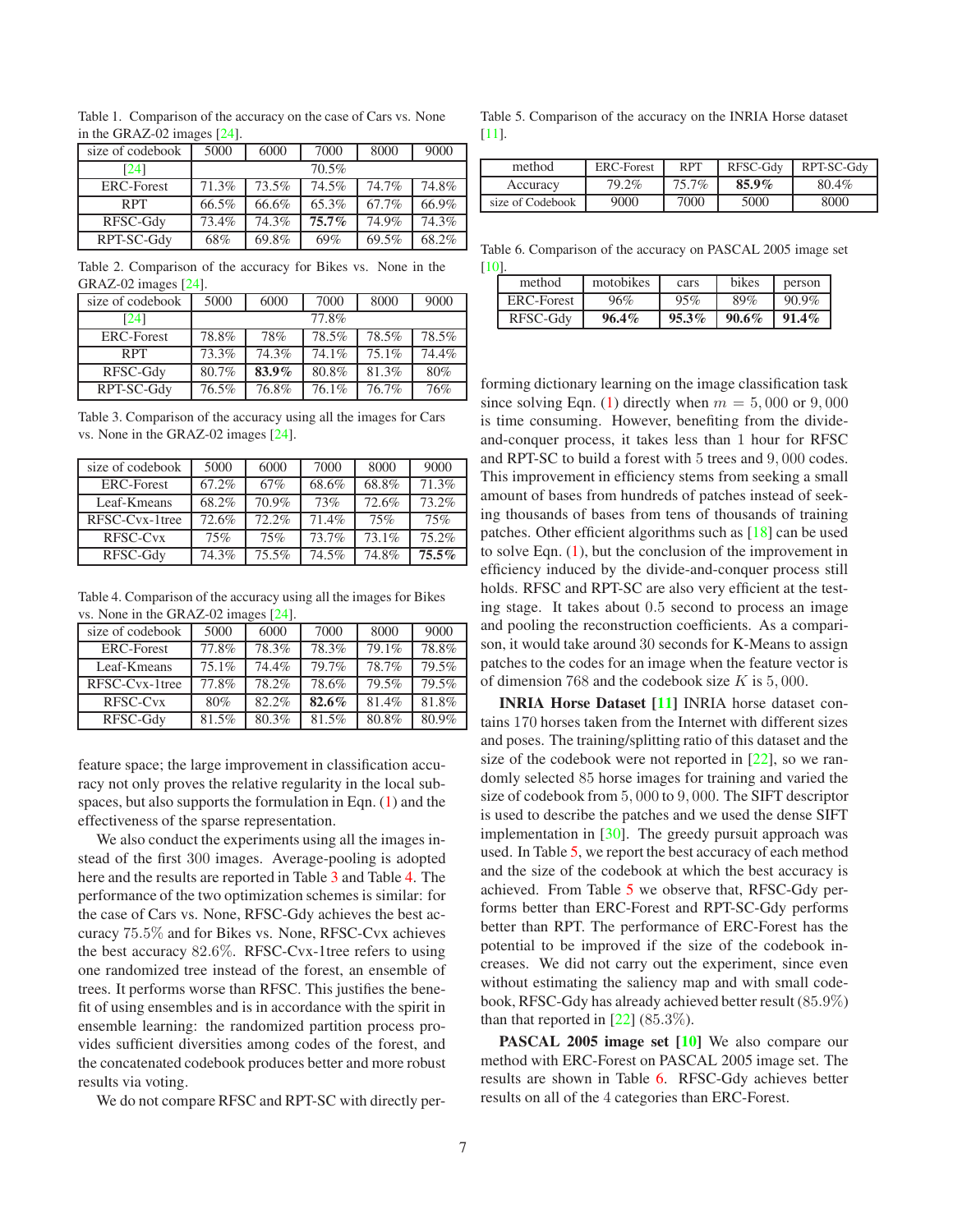Table 1. Comparison of the accuracy on the case of Cars vs. None in the GRAZ-02 images [24].

| size of codebook | 5000 | 6000 | 7000 | 8000 | 9000 |
| --- | --- | --- | --- | --- | --- |
| [24] | 70.5% | | | | |
| ERC-Forest | 71.3% | 73.5% | 74.5% | 74.7% | 74.8% |
| RPT | 66.5% | 66.6% | 65.3% | 67.7% | 66.9% |
| RFSC-Gdy | 73.4% | 74.3% | **75.7%** | 74.9% | 74.3% |
| RPT-SC-Gdy | 68% | 69.8% | 69% | 69.5% | 68.2% |

Table 2. Comparison of the accuracy for Bikes vs. None in the GRAZ-02 images [24].

| size of codebook | 5000 | 6000 | 7000 | 8000 | 9000 |
| --- | --- | --- | --- | --- | --- |
| [24] | 77.8% | | | | |
| ERC-Forest | 78.8% | 78% | 78.5% | 78.5% | 78.5% |
| RPT | 73.3% | 74.3% | 74.1% | 75.1% | 74.4% |
| RFSC-Gdy | 80.7% | **83.9%** | 80.8% | 81.3% | 80% |
| RPT-SC-Gdy | 76.5% | 76.8% | 76.1% | 76.7% | 76% |

Table 3. Comparison of the accuracy using all the images for Cars vs. None in the GRAZ-02 images [24].

| size of codebook | 5000 | 6000 | 7000 | 8000 | 9000 |
| --- | --- | --- | --- | --- | --- |
| ERC-Forest | 67.2% | 67% | 68.6% | 68.8% | 71.3% |
| Leaf-Kmeans | 68.2% | 70.9% | 73% | 72.6% | 73.2% |
| RFSC-Cvx-1tree | 72.6% | 72.2% | 71.4% | 75% | 75% |
| RFSC-Cvx | 75% | 75% | 73.7% | 73.1% | 75.2% |
| RFSC-Gdy | 74.3% | 75.5% | 74.5% | 74.8% | **75.5%** |

Table 4. Comparison of the accuracy using all the images for Bikes vs. None in the GRAZ-02 images [24].

| size of codebook | 5000 | 6000 | 7000 | 8000 | 9000 |
| --- | --- | --- | --- | --- | --- |
| ERC-Forest | 77.8% | 78.3% | 78.3% | 79.1% | 78.8% |
| Leaf-Kmeans | 75.1% | 74.4% | 79.7% | 78.7% | 79.5% |
| RFSC-Cvx-1tree | 77.8% | 78.2% | 78.6% | 79.5% | 79.5% |
| RFSC-Cvx | 80% | 82.2% | **82.6%** | 81.4% | 81.8% |
| RFSC-Gdy | 81.5% | 80.3% | 81.5% | 80.8% | 80.9% |

feature space; the large improvement in classification accuracy not only proves the relative regularity in the local subspaces, but also supports the formulation in Eqn. (1) and the effectiveness of the sparse representation.

We also conduct the experiments using all the images instead of the first 300 images. Average-pooling is adopted here and the results are reported in Table 3 and Table 4. The performance of the two optimization schemes is similar: for the case of Cars vs. None, RFSC-Gdy achieves the best accuracy 75.5% and for Bikes vs. None, RFSC-Cvx achieves the best accuracy 82.6%. RFSC-Cvx-1tree refers to using one randomized tree instead of the forest, an ensemble of trees. It performs worse than RFSC. This justifies the benefit of using ensembles and is in accordance with the spirit in ensemble learning: the randomized partition process provides sufficient diversities among codes of the forest, and the concatenated codebook produces better and more robust results via voting.

We do not compare RFSC and RPT-SC with directly performing dictionary learning on the image classification task since solving Eqn. (1) directly when $m = 5,000$ or $9,000$ is time consuming. However, benefiting from the divide-and-conquer process, it takes less than 1 hour for RFSC and RPT-SC to build a forest with 5 trees and $9,000$ codes. This improvement in efficiency stems from seeking a small amount of bases from hundreds of patches instead of seeking thousands of bases from tens of thousands of training patches. Other efficient algorithms such as [18] can be used to solve Eqn. (1), but the conclusion of the improvement in efficiency induced by the divide-and-conquer process still holds. RFSC and RPT-SC are also very efficient at the testing stage. It takes about 0.5 second to process an image and pooling the reconstruction coefficients. As a comparison, it would take around 30 seconds for K-Means to assign patches to the codes for an image when the feature vector is of dimension 768 and the codebook size $K$ is $5,000$.

Table 5. Comparison of the accuracy on the INRIA Horse dataset [11].

| method | ERC-Forest | RPT | RFSC-Gdy | RPT-SC-Gdy |
| --- | --- | --- | --- | --- |
| Accuracy | 79.2% | 75.7% | **85.9%** | 80.4% |
| size of Codebook | 9000 | 7000 | 5000 | 8000 |

Table 6. Comparison of the accuracy on PASCAL 2005 image set [10].

| method | motobikes | cars | bikes | person |
| --- | --- | --- | --- | --- |
| ERC-Forest | 96% | 95% | 89% | 90.9% |
| RFSC-Gdy | **96.4%** | **95.3%** | **90.6%** | **91.4%** |

**INRIA Horse Dataset [11]** INRIA horse dataset contains 170 horses taken from the Internet with different sizes and poses. The training/splitting ratio of this dataset and the size of the codebook were not reported in [22], so we randomly selected 85 horse images for training and varied the size of codebook from $5,000$ to $9,000$. The SIFT descriptor is used to describe the patches and we used the dense SIFT implementation in [30]. The greedy pursuit approach was used. In Table 5, we report the best accuracy of each method and the size of the codebook at which the best accuracy is achieved. From Table 5 we observe that, RFSC-Gdy performs better than ERC-Forest and RPT-SC-Gdy performs better than RPT. The performance of ERC-Forest has the potential to be improved if the size of the codebook increases. We did not carry out the experiment, since even without estimating the saliency map and with small codebook, RFSC-Gdy has already achieved better result (85.9%) than that reported in [22] (85.3%).

**PASCAL 2005 image set [10]** We also compare our method with ERC-Forest on PASCAL 2005 image set. The results are shown in Table 6. RFSC-Gdy achieves better results on all of the 4 categories than ERC-Forest.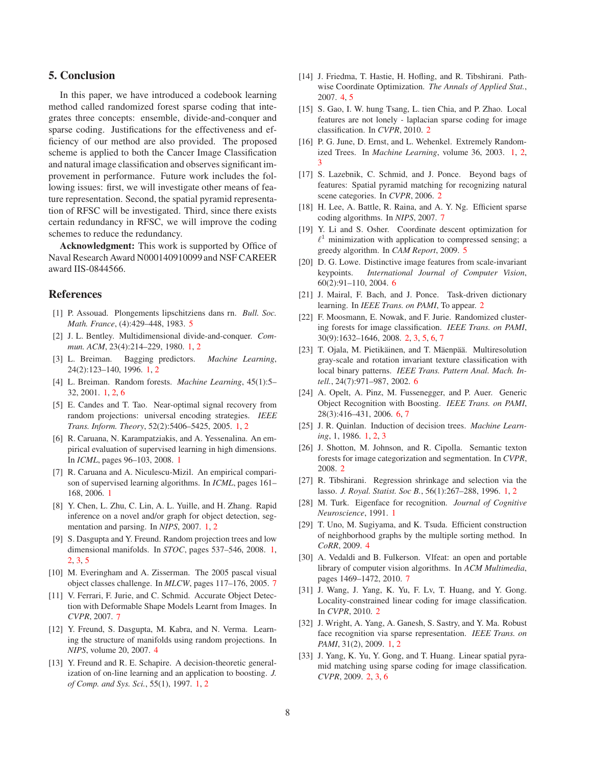## 5. Conclusion

In this paper, we have introduced a codebook learning method called randomized forest sparse coding that integrates three concepts: ensemble, divide-and-conquer and sparse coding. Justifications for the effectiveness and efficiency of our method are also provided. The proposed scheme is applied to both the Cancer Image Classification and natural image classification and observes significant improvement in performance. Future work includes the following issues: first, we will investigate other means of feature representation. Second, the spatial pyramid representation of RFSC will be investigated. Third, since there exists certain redundancy in RFSC, we will improve the coding schemes to reduce the redundancy.

**Acknowledgment:** This work is supported by Office of Naval Research Award N000140910099 and NSF CAREER award IIS-0844566.

## References

[1] P. Assouad. Plongements lipschitziens dans rn. *Bull. Soc. Math. France*, (4):429–448, 1983. 5

[2] J. L. Bentley. Multidimensional divide-and-conquer. *Commun. ACM*, 23(4):214–229, 1980. 1, 2

[3] L. Breiman. Bagging predictors. *Machine Learning*, 24(2):123–140, 1996. 1, 2

[4] L. Breiman. Random forests. *Machine Learning*, 45(1):5–32, 2001. 1, 2, 6

[5] E. Candes and T. Tao. Near-optimal signal recovery from random projections: universal encoding strategies. *IEEE Trans. Inform. Theory*, 52(2):5406–5425, 2005. 1, 2

[6] R. Caruana, N. Karampatziakis, and A. Yessenalina. An empirical evaluation of supervised learning in high dimensions. In *ICML*, pages 96–103, 2008. 1

[7] R. Caruana and A. Niculescu-Mizil. An empirical comparison of supervised learning algorithms. In *ICML*, pages 161–168, 2006. 1

[8] Y. Chen, L. Zhu, C. Lin, A. L. Yuille, and H. Zhang. Rapid inference on a novel and/or graph for object detection, segmentation and parsing. In *NIPS*, 2007. 1, 2

[9] S. Dasgupta and Y. Freund. Random projection trees and low dimensional manifolds. In *STOC*, pages 537–546, 2008. 1, 2, 3, 5

[10] M. Everingham and A. Zisserman. The 2005 pascal visual object classes challenge. In *MLCW*, pages 117–176, 2005. 7

[11] V. Ferrari, F. Jurie, and C. Schmid. Accurate Object Detection with Deformable Shape Models Learnt from Images. In *CVPR*, 2007. 7

[12] Y. Freund, S. Dasgupta, M. Kabra, and N. Verma. Learning the structure of manifolds using random projections. In *NIPS*, volume 20, 2007. 4

[13] Y. Freund and R. E. Schapire. A decision-theoretic generalization of on-line learning and an application to boosting. *J. of Comp. and Sys. Sci.*, 55(1), 1997. 1, 2

[14] J. Friedma, T. Hastie, H. Hofling, and R. Tibshirani. Pathwise Coordinate Optimization. *The Annals of Applied Stat.*, 2007. 4, 5

[15] S. Gao, I. W. hung Tsang, L. tien Chia, and P. Zhao. Local features are not lonely - laplacian sparse coding for image classification. In *CVPR*, 2010. 2

[16] P. G. June, D. Ernst, and L. Wehenkel. Extremely Randomized Trees. In *Machine Learning*, volume 36, 2003. 1, 2, 3

[17] S. Lazebnik, C. Schmid, and J. Ponce. Beyond bags of features: Spatial pyramid matching for recognizing natural scene categories. In *CVPR*, 2006. 2

[18] H. Lee, A. Battle, R. Raina, and A. Y. Ng. Efficient sparse coding algorithms. In *NIPS*, 2007. 7

[19] Y. Li and S. Osher. Coordinate descent optimization for $\ell^1$ minimization with application to compressed sensing; a greedy algorithm. In *CAM Report*, 2009. 5

[20] D. G. Lowe. Distinctive image features from scale-invariant keypoints. *International Journal of Computer Vision*, 60(2):91–110, 2004. 6

[21] J. Mairal, F. Bach, and J. Ponce. Task-driven dictionary learning. In *IEEE Trans. on PAMI*, To appear. 2

[22] F. Moosmann, E. Nowak, and F. Jurie. Randomized clustering forests for image classification. *IEEE Trans. on PAMI*, 30(9):1632–1646, 2008. 2, 3, 5, 6, 7

[23] T. Ojala, M. Pietikäinen, and T. Mäenpää. Multiresolution gray-scale and rotation invariant texture classification with local binary patterns. *IEEE Trans. Pattern Anal. Mach. Intell.*, 24(7):971–987, 2002. 6

[24] A. Opelt, A. Pinz, M. Fussenegger, and P. Auer. Generic Object Recognition with Boosting. *IEEE Trans. on PAMI*, 28(3):416–431, 2006. 6, 7

[25] J. R. Quinlan. Induction of decision trees. *Machine Learning*, 1, 1986. 1, 2, 3

[26] J. Shotton, M. Johnson, and R. Cipolla. Semantic texton forests for image categorization and segmentation. In *CVPR*, 2008. 2

[27] R. Tibshirani. Regression shrinkage and selection via the lasso. *J. Royal. Statist. Soc B.*, 56(1):267–288, 1996. 1, 2

[28] M. Turk. Eigenface for recognition. *Journal of Cognitive Neuroscience*, 1991. 1

[29] T. Uno, M. Sugiyama, and K. Tsuda. Efficient construction of neighborhood graphs by the multiple sorting method. In *CoRR*, 2009. 4

[30] A. Vedaldi and B. Fulkerson. Vlfeat: an open and portable library of computer vision algorithms. In *ACM Multimedia*, pages 1469–1472, 2010. 7

[31] J. Wang, J. Yang, K. Yu, F. Lv, T. Huang, and Y. Gong. Locality-constrained linear coding for image classification. In *CVPR*, 2010. 2

[32] J. Wright, A. Yang, A. Ganesh, S. Sastry, and Y. Ma. Robust face recognition via sparse representation. *IEEE Trans. on PAMI*, 31(2), 2009. 1, 2

[33] J. Yang, K. Yu, Y. Gong, and T. Huang. Linear spatial pyramid matching using sparse coding for image classification. *CVPR*, 2009. 2, 3, 6